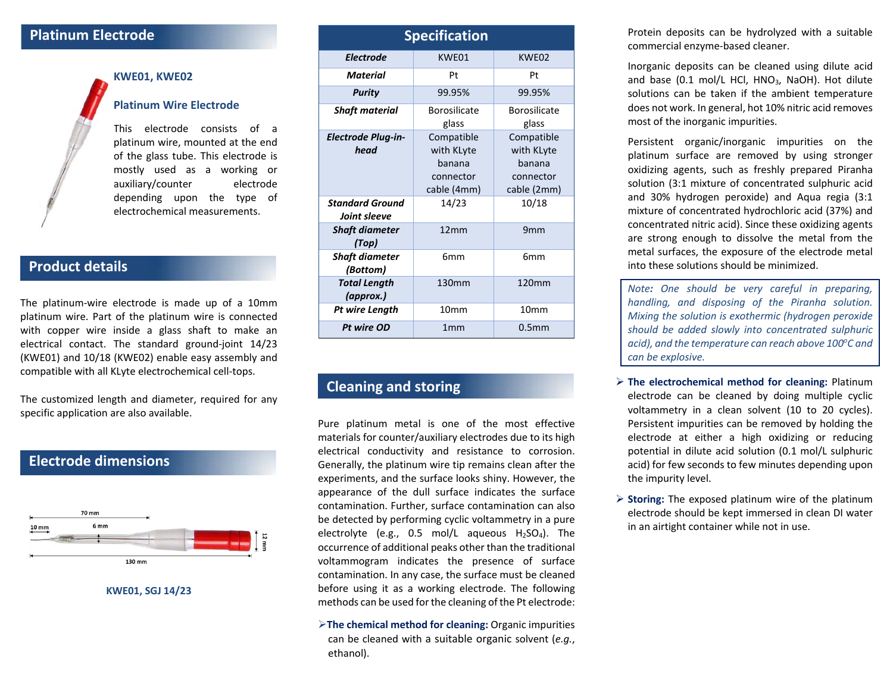## Platinum Electrode

**KWE01, KWE02**

**Platinum Wire Electrode**

This electrode consists of a platinum wire, mounted at the end of the glass tube. This electrode is mostly used as a working or auxiliary/counter electrode depending upon the type of electrochemical measurements.

## Product details

The platinum-wire electrode is made up of a 10mm platinum wire. Part of the platinum wire is connected with copper wire inside a glass shaft to make an electrical contact. The standard ground-joint 14/23 (KWE01) and 10/18 (KWE02) enable easy assembly and compatible with all KLyte electrochemical cell-tops.

The customized length and diameter, required for any specific application are also available.

## Electrode dimensions

70 mm
10 mm
6 mm
12 mm
130 mm

KWE01, SGJ 14/23

## Specification

| ***Electrode*** | KWE01 | KWE02 |
|---|---|---|
| ***Material*** | Pt | Pt |
| ***Purity*** | 99.95% | 99.95% |
| ***Shaft material*** | Borosilicate glass | Borosilicate glass |
| ***Electrode Plug-in-head*** | Compatible with KLyte banana connector cable (4mm) | Compatible with KLyte banana connector cable (2mm) |
| ***Standard Ground Joint sleeve*** | 14/23 | 10/18 |
| ***Shaft diameter (Top)*** | 12mm | 9mm |
| ***Shaft diameter (Bottom)*** | 6mm | 6mm |
| ***Total Length (approx.)*** | 130mm | 120mm |
| ***Pt wire Length*** | 10mm | 10mm |
| ***Pt wire OD*** | 1mm | 0.5mm |

## Cleaning and storing

Pure platinum metal is one of the most effective materials for counter/auxiliary electrodes due to its high electrical conductivity and resistance to corrosion. Generally, the platinum wire tip remains clean after the experiments, and the surface looks shiny. However, the appearance of the dull surface indicates the surface contamination. Further, surface contamination can also be detected by performing cyclic voltammetry in a pure electrolyte (e.g., 0.5 mol/L aqueous $H_2SO_4$). The occurrence of additional peaks other than the traditional voltammogram indicates the presence of surface contamination. In any case, the surface must be cleaned before using it as a working electrode. The following methods can be used for the cleaning of the Pt electrode:

- **The chemical method for cleaning:** Organic impurities can be cleaned with a suitable organic solvent (*e.g.*, ethanol).

  Protein deposits can be hydrolyzed with a suitable commercial enzyme-based cleaner.

  Inorganic deposits can be cleaned using dilute acid and base (0.1 mol/L HCl, $HNO_3$, NaOH). Hot dilute solutions can be taken if the ambient temperature does not work. In general, hot 10% nitric acid removes most of the inorganic impurities.

  Persistent organic/inorganic impurities on the platinum surface are removed by using stronger oxidizing agents, such as freshly prepared Piranha solution (3:1 mixture of concentrated sulphuric acid and 30% hydrogen peroxide) and Aqua regia (3:1 mixture of concentrated hydrochloric acid (37%) and concentrated nitric acid). Since these oxidizing agents are strong enough to dissolve the metal from the metal surfaces, the exposure of the electrode metal into these solutions should be minimized.

> *Note: One should be very careful in preparing, handling, and disposing of the Piranha solution. Mixing the solution is exothermic (hydrogen peroxide should be added slowly into concentrated sulphuric acid), and the temperature can reach above 100°C and can be explosive.*

- **The electrochemical method for cleaning:** Platinum electrode can be cleaned by doing multiple cyclic voltammetry in a clean solvent (10 to 20 cycles). Persistent impurities can be removed by holding the electrode at either a high oxidizing or reducing potential in dilute acid solution (0.1 mol/L sulphuric acid) for few seconds to few minutes depending upon the impurity level.
- **Storing:** The exposed platinum wire of the platinum electrode should be kept immersed in clean DI water in an airtight container while not in use.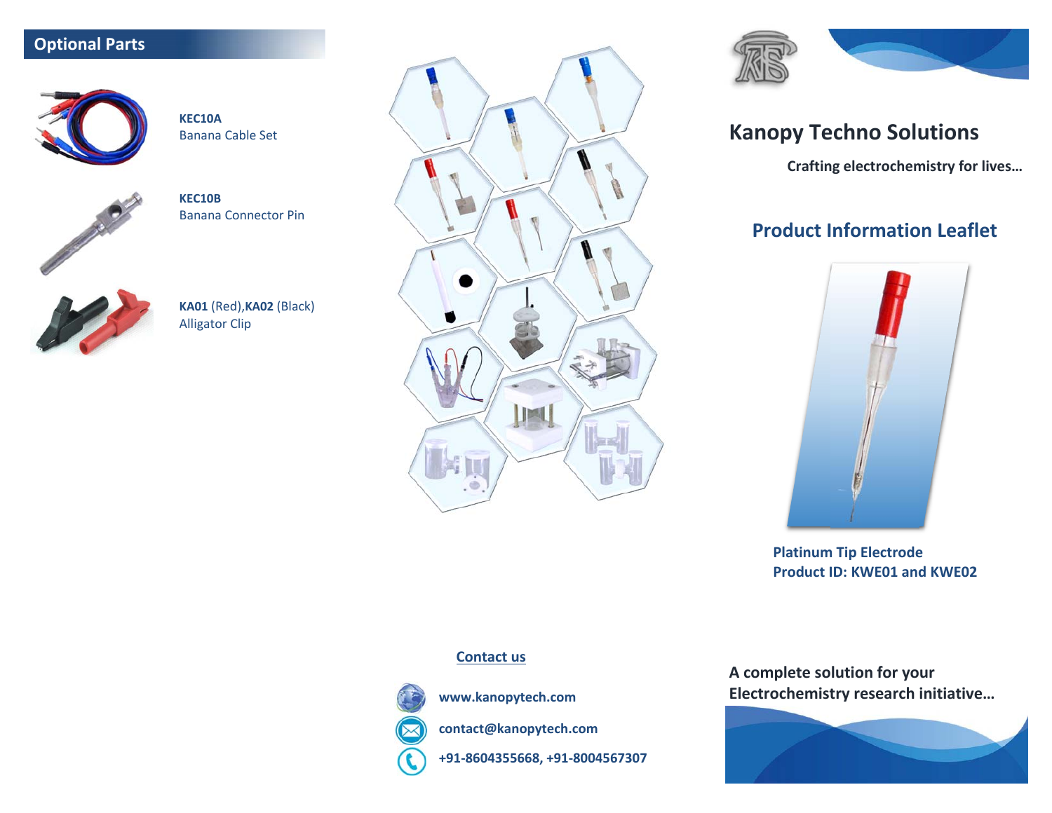## Optional Parts

**KEC10A**
Banana Cable Set

**KEC10B**
Banana Connector Pin

**KA01** (Red),**KA02** (Black)
Alligator Clip

**Contact us**

www.kanopytech.com

contact@kanopytech.com

+91-8604355668, +91-8004567307

# Kanopy Techno Solutions

**Crafting electrochemistry for lives…**

## Product Information Leaflet

**Platinum Tip Electrode**
**Product ID: KWE01 and KWE02**

**A complete solution for your Electrochemistry research initiative…**